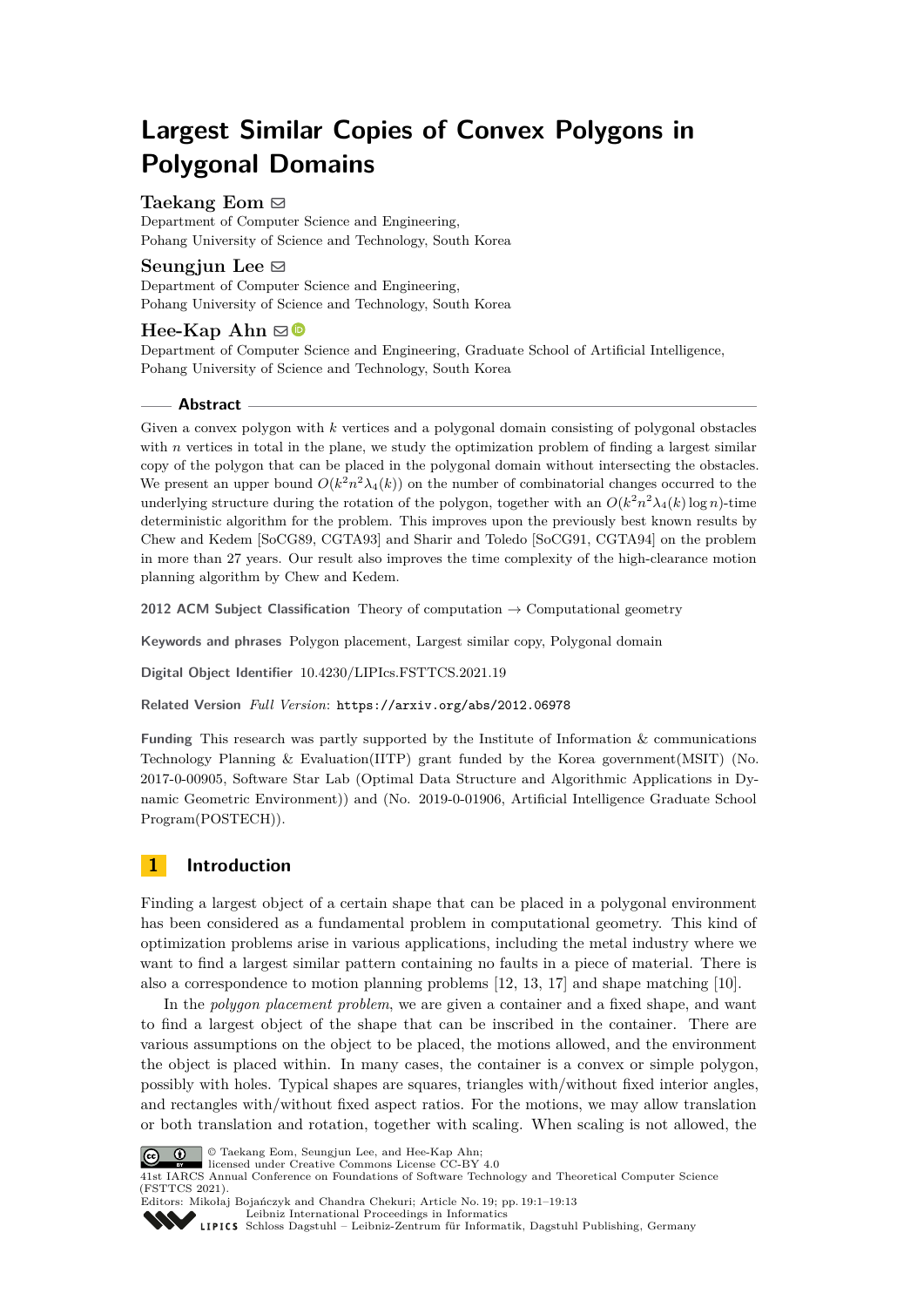# Largest Similar Copies of Convex Polygons in Polygonal Domains

**Taekang Eom**
Department of Computer Science and Engineering,
Pohang University of Science and Technology, South Korea

**Seungjun Lee**
Department of Computer Science and Engineering,
Pohang University of Science and Technology, South Korea

**Hee-Kap Ahn**
Department of Computer Science and Engineering, Graduate School of Artificial Intelligence,
Pohang University of Science and Technology, South Korea

## Abstract

Given a convex polygon with $k$ vertices and a polygonal domain consisting of polygonal obstacles with $n$ vertices in total in the plane, we study the optimization problem of finding a largest similar copy of the polygon that can be placed in the polygonal domain without intersecting the obstacles. We present an upper bound $O(k^2n^2\lambda_4(k))$ on the number of combinatorial changes occurred to the underlying structure during the rotation of the polygon, together with an $O(k^2n^2\lambda_4(k)\log n)$-time deterministic algorithm for the problem. This improves upon the previously best known results by Chew and Kedem [SoCG89, CGTA93] and Sharir and Toledo [SoCG91, CGTA94] on the problem in more than 27 years. Our result also improves the time complexity of the high-clearance motion planning algorithm by Chew and Kedem.

**2012 ACM Subject Classification** Theory of computation → Computational geometry

**Keywords and phrases** Polygon placement, Largest similar copy, Polygonal domain

**Digital Object Identifier** 10.4230/LIPIcs.FSTTCS.2021.19

**Related Version** *Full Version*: https://arxiv.org/abs/2012.06978

**Funding** This research was partly supported by the Institute of Information & communications Technology Planning & Evaluation(IITP) grant funded by the Korea government(MSIT) (No. 2017-0-00905, Software Star Lab (Optimal Data Structure and Algorithmic Applications in Dynamic Geometric Environment)) and (No. 2019-0-01906, Artificial Intelligence Graduate School Program(POSTECH)).

## 1 Introduction

Finding a largest object of a certain shape that can be placed in a polygonal environment has been considered as a fundamental problem in computational geometry. This kind of optimization problems arise in various applications, including the metal industry where we want to find a largest similar pattern containing no faults in a piece of material. There is also a correspondence to motion planning problems [12, 13, 17] and shape matching [10].

In the *polygon placement problem*, we are given a container and a fixed shape, and want to find a largest object of the shape that can be inscribed in the container. There are various assumptions on the object to be placed, the motions allowed, and the environment the object is placed within. In many cases, the container is a convex or simple polygon, possibly with holes. Typical shapes are squares, triangles with/without fixed interior angles, and rectangles with/without fixed aspect ratios. For the motions, we may allow translation or both translation and rotation, together with scaling. When scaling is not allowed, the

© Taekang Eom, Seungjun Lee, and Hee-Kap Ahn;
licensed under Creative Commons License CC-BY 4.0
41st IARCS Annual Conference on Foundations of Software Technology and Theoretical Computer Science (FSTTCS 2021).
Editors: Mikołaj Bojańczyk and Chandra Chekuri; Article No. 19; pp. 19:1–19:13
Leibniz International Proceedings in Informatics
Schloss Dagstuhl – Leibniz-Zentrum für Informatik, Dagstuhl Publishing, Germany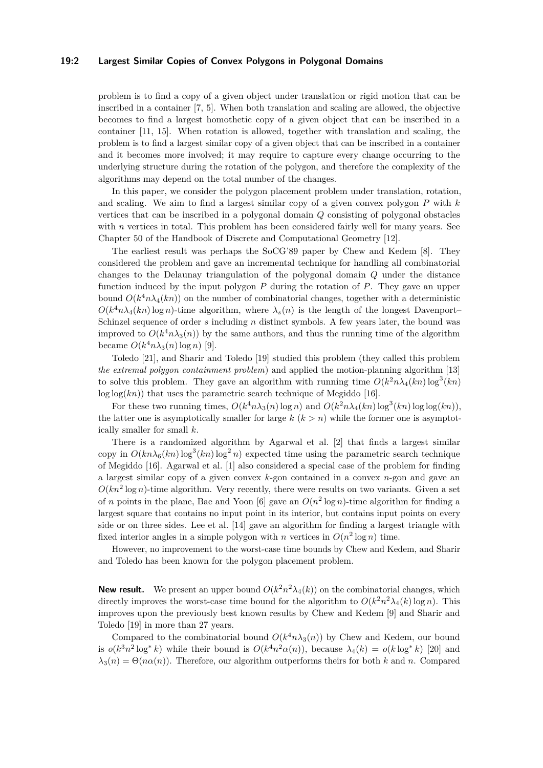problem is to find a copy of a given object under translation or rigid motion that can be inscribed in a container [7, 5]. When both translation and scaling are allowed, the objective becomes to find a largest homothetic copy of a given object that can be inscribed in a container [11, 15]. When rotation is allowed, together with translation and scaling, the problem is to find a largest similar copy of a given object that can be inscribed in a container and it becomes more involved; it may require to capture every change occurring to the underlying structure during the rotation of the polygon, and therefore the complexity of the algorithms may depend on the total number of the changes.

In this paper, we consider the polygon placement problem under translation, rotation, and scaling. We aim to find a largest similar copy of a given convex polygon $P$ with $k$ vertices that can be inscribed in a polygonal domain $Q$ consisting of polygonal obstacles with $n$ vertices in total. This problem has been considered fairly well for many years. See Chapter 50 of the Handbook of Discrete and Computational Geometry [12].

The earliest result was perhaps the SoCG'89 paper by Chew and Kedem [8]. They considered the problem and gave an incremental technique for handling all combinatorial changes to the Delaunay triangulation of the polygonal domain $Q$ under the distance function induced by the input polygon $P$ during the rotation of $P$. They gave an upper bound $O(k^4 n\lambda_4(kn))$ on the number of combinatorial changes, together with a deterministic $O(k^4 n\lambda_4(kn)\log n)$-time algorithm, where $\lambda_s(n)$ is the length of the longest Davenport–Schinzel sequence of order $s$ including $n$ distinct symbols. A few years later, the bound was improved to $O(k^4 n\lambda_3(n))$ by the same authors, and thus the running time of the algorithm became $O(k^4 n\lambda_3(n)\log n)$ [9].

Toledo [21], and Sharir and Toledo [19] studied this problem (they called this problem *the extremal polygon containment problem*) and applied the motion-planning algorithm [13] to solve this problem. They gave an algorithm with running time $O(k^2 n\lambda_4(kn)\log^3(kn)\log\log(kn))$ that uses the parametric search technique of Megiddo [16].

For these two running times, $O(k^4 n\lambda_3(n)\log n)$ and $O(k^2 n\lambda_4(kn)\log^3(kn)\log\log(kn))$, the latter one is asymptotically smaller for large $k$ ($k > n$) while the former one is asymptotically smaller for small $k$.

There is a randomized algorithm by Agarwal et al. [2] that finds a largest similar copy in $O(kn\lambda_6(kn)\log^3(kn)\log^2 n)$ expected time using the parametric search technique of Megiddo [16]. Agarwal et al. [1] also considered a special case of the problem for finding a largest similar copy of a given convex $k$-gon contained in a convex $n$-gon and gave an $O(kn^2\log n)$-time algorithm. Very recently, there were results on two variants. Given a set of $n$ points in the plane, Bae and Yoon [6] gave an $O(n^2\log n)$-time algorithm for finding a largest square that contains no input point in its interior, but contains input points on every side or on three sides. Lee et al. [14] gave an algorithm for finding a largest triangle with fixed interior angles in a simple polygon with $n$ vertices in $O(n^2\log n)$ time.

However, no improvement to the worst-case time bounds by Chew and Kedem, and Sharir and Toledo has been known for the polygon placement problem.

**New result.** We present an upper bound $O(k^2 n^2\lambda_4(k))$ on the combinatorial changes, which directly improves the worst-case time bound for the algorithm to $O(k^2 n^2\lambda_4(k)\log n)$. This improves upon the previously best known results by Chew and Kedem [9] and Sharir and Toledo [19] in more than 27 years.

Compared to the combinatorial bound $O(k^4 n\lambda_3(n))$ by Chew and Kedem, our bound is $o(k^3 n^2\log^* k)$ while their bound is $O(k^4 n^2\alpha(n))$, because $\lambda_4(k) = o(k\log^* k)$ [20] and $\lambda_3(n) = \Theta(n\alpha(n))$. Therefore, our algorithm outperforms theirs for both $k$ and $n$. Compared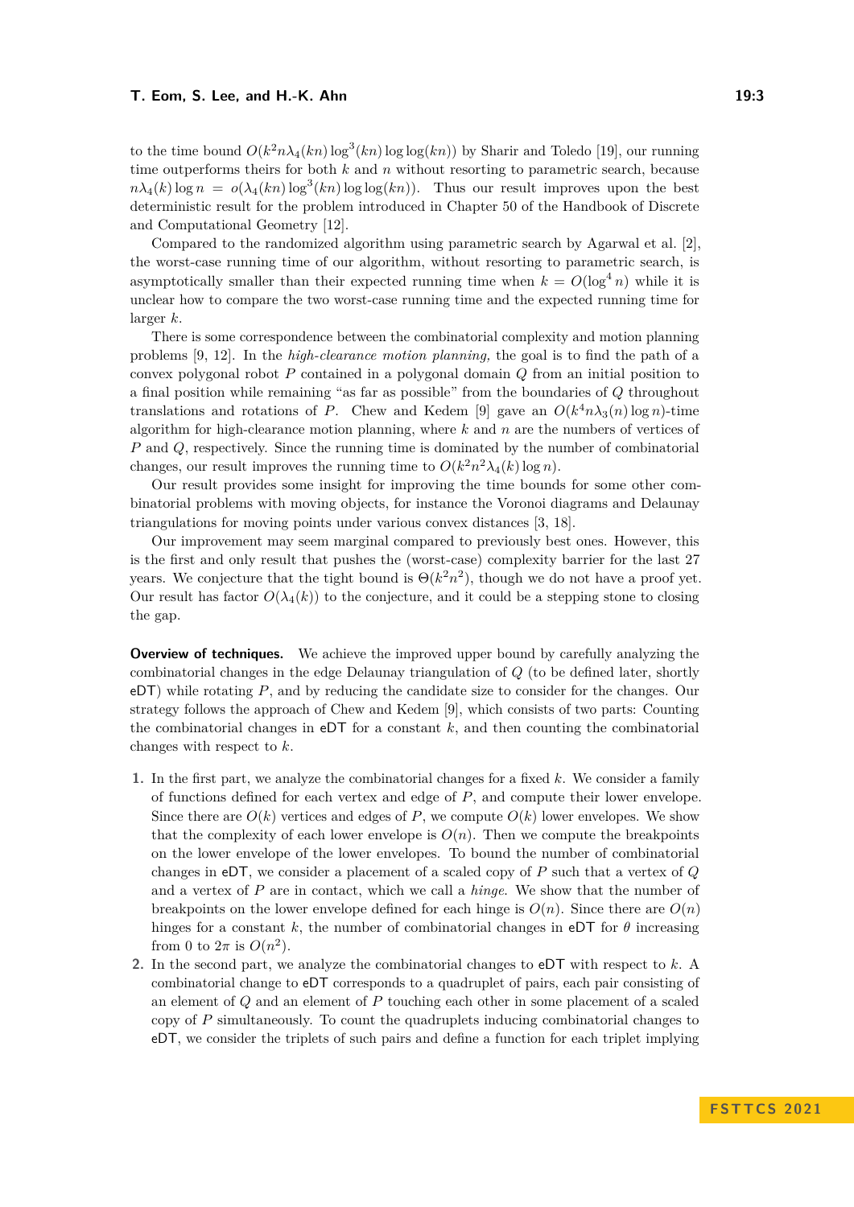to the time bound $O(k^2 n \lambda_4(kn) \log^3(kn) \log\log(kn))$ by Sharir and Toledo [19], our running time outperforms theirs for both $k$ and $n$ without resorting to parametric search, because $n\lambda_4(k) \log n = o(\lambda_4(kn) \log^3(kn) \log\log(kn))$. Thus our result improves upon the best deterministic result for the problem introduced in Chapter 50 of the Handbook of Discrete and Computational Geometry [12].

Compared to the randomized algorithm using parametric search by Agarwal et al. [2], the worst-case running time of our algorithm, without resorting to parametric search, is asymptotically smaller than their expected running time when $k = O(\log^4 n)$ while it is unclear how to compare the two worst-case running time and the expected running time for larger $k$.

There is some correspondence between the combinatorial complexity and motion planning problems [9, 12]. In the *high-clearance motion planning,* the goal is to find the path of a convex polygonal robot $P$ contained in a polygonal domain $Q$ from an initial position to a final position while remaining "as far as possible" from the boundaries of $Q$ throughout translations and rotations of $P$. Chew and Kedem [9] gave an $O(k^4 n \lambda_3(n) \log n)$-time algorithm for high-clearance motion planning, where $k$ and $n$ are the numbers of vertices of $P$ and $Q$, respectively. Since the running time is dominated by the number of combinatorial changes, our result improves the running time to $O(k^2 n^2 \lambda_4(k) \log n)$.

Our result provides some insight for improving the time bounds for some other combinatorial problems with moving objects, for instance the Voronoi diagrams and Delaunay triangulations for moving points under various convex distances [3, 18].

Our improvement may seem marginal compared to previously best ones. However, this is the first and only result that pushes the (worst-case) complexity barrier for the last 27 years. We conjecture that the tight bound is $\Theta(k^2 n^2)$, though we do not have a proof yet. Our result has factor $O(\lambda_4(k))$ to the conjecture, and it could be a stepping stone to closing the gap.

**Overview of techniques.** We achieve the improved upper bound by carefully analyzing the combinatorial changes in the edge Delaunay triangulation of $Q$ (to be defined later, shortly eDT) while rotating $P$, and by reducing the candidate size to consider for the changes. Our strategy follows the approach of Chew and Kedem [9], which consists of two parts: Counting the combinatorial changes in eDT for a constant $k$, and then counting the combinatorial changes with respect to $k$.

1. In the first part, we analyze the combinatorial changes for a fixed $k$. We consider a family of functions defined for each vertex and edge of $P$, and compute their lower envelope. Since there are $O(k)$ vertices and edges of $P$, we compute $O(k)$ lower envelopes. We show that the complexity of each lower envelope is $O(n)$. Then we compute the breakpoints on the lower envelope of the lower envelopes. To bound the number of combinatorial changes in eDT, we consider a placement of a scaled copy of $P$ such that a vertex of $Q$ and a vertex of $P$ are in contact, which we call a *hinge.* We show that the number of breakpoints on the lower envelope defined for each hinge is $O(n)$. Since there are $O(n)$ hinges for a constant $k$, the number of combinatorial changes in eDT for $\theta$ increasing from 0 to $2\pi$ is $O(n^2)$.
2. In the second part, we analyze the combinatorial changes to eDT with respect to $k$. A combinatorial change to eDT corresponds to a quadruplet of pairs, each pair consisting of an element of $Q$ and an element of $P$ touching each other in some placement of a scaled copy of $P$ simultaneously. To count the quadruplets inducing combinatorial changes to eDT, we consider the triplets of such pairs and define a function for each triplet implying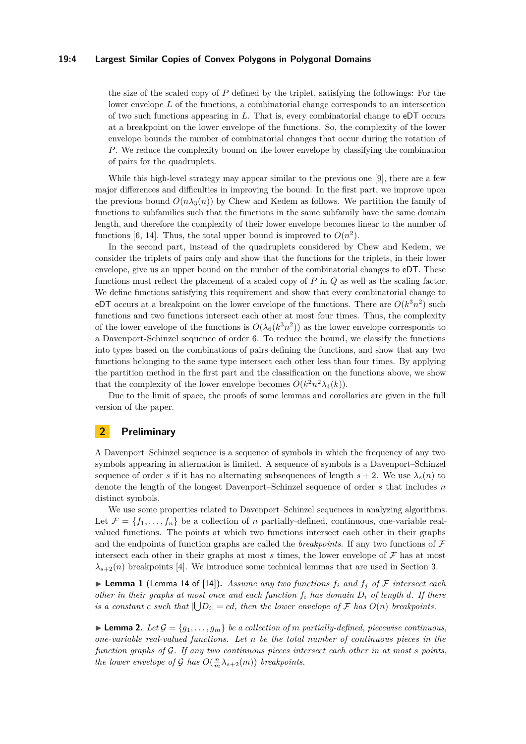the size of the scaled copy of $P$ defined by the triplet, satisfying the followings: For the lower envelope $L$ of the functions, a combinatorial change corresponds to an intersection of two such functions appearing in $L$. That is, every combinatorial change to eDT occurs at a breakpoint on the lower envelope of the functions. So, the complexity of the lower envelope bounds the number of combinatorial changes that occur during the rotation of $P$. We reduce the complexity bound on the lower envelope by classifying the combination of pairs for the quadruplets.

While this high-level strategy may appear similar to the previous one [9], there are a few major differences and difficulties in improving the bound. In the first part, we improve upon the previous bound $O(n\lambda_3(n))$ by Chew and Kedem as follows. We partition the family of functions to subfamilies such that the functions in the same subfamily have the same domain length, and therefore the complexity of their lower envelope becomes linear to the number of functions [6, 14]. Thus, the total upper bound is improved to $O(n^2)$.

In the second part, instead of the quadruplets considered by Chew and Kedem, we consider the triplets of pairs only and show that the functions for the triplets, in their lower envelope, give us an upper bound on the number of the combinatorial changes to eDT. These functions must reflect the placement of a scaled copy of $P$ in $Q$ as well as the scaling factor. We define functions satisfying this requirement and show that every combinatorial change to eDT occurs at a breakpoint on the lower envelope of the functions. There are $O(k^3n^2)$ such functions and two functions intersect each other at most four times. Thus, the complexity of the lower envelope of the functions is $O(\lambda_6(k^3n^2))$ as the lower envelope corresponds to a Davenport-Schinzel sequence of order 6. To reduce the bound, we classify the functions into types based on the combinations of pairs defining the functions, and show that any two functions belonging to the same type intersect each other less than four times. By applying the partition method in the first part and the classification on the functions above, we show that the complexity of the lower envelope becomes $O(k^2n^2\lambda_4(k))$.

Due to the limit of space, the proofs of some lemmas and corollaries are given in the full version of the paper.

## 2 Preliminary

A Davenport–Schinzel sequence is a sequence of symbols in which the frequency of any two symbols appearing in alternation is limited. A sequence of symbols is a Davenport–Schinzel sequence of order $s$ if it has no alternating subsequences of length $s+2$. We use $\lambda_s(n)$ to denote the length of the longest Davenport–Schinzel sequence of order $s$ that includes $n$ distinct symbols.

We use some properties related to Davenport–Schinzel sequences in analyzing algorithms. Let $\mathcal{F} = \{f_1, \ldots, f_n\}$ be a collection of $n$ partially-defined, continuous, one-variable real-valued functions. The points at which two functions intersect each other in their graphs and the endpoints of function graphs are called the *breakpoints*. If any two functions of $\mathcal{F}$ intersect each other in their graphs at most $s$ times, the lower envelope of $\mathcal{F}$ has at most $\lambda_{s+2}(n)$ breakpoints [4]. We introduce some technical lemmas that are used in Section 3.

▶ **Lemma 1** (Lemma 14 of [14]). *Assume any two functions $f_i$ and $f_j$ of $\mathcal{F}$ intersect each other in their graphs at most once and each function $f_i$ has domain $D_i$ of length $d$. If there is a constant $c$ such that $|\bigcup D_i| = cd$, then the lower envelope of $\mathcal{F}$ has $O(n)$ breakpoints.*

▶ **Lemma 2.** *Let $\mathcal{G} = \{g_1, \ldots, g_m\}$ be a collection of $m$ partially-defined, piecewise continuous, one-variable real-valued functions. Let $n$ be the total number of continuous pieces in the function graphs of $\mathcal{G}$. If any two continuous pieces intersect each other in at most $s$ points, the lower envelope of $\mathcal{G}$ has $O(\frac{n}{m}\lambda_{s+2}(m))$ breakpoints.*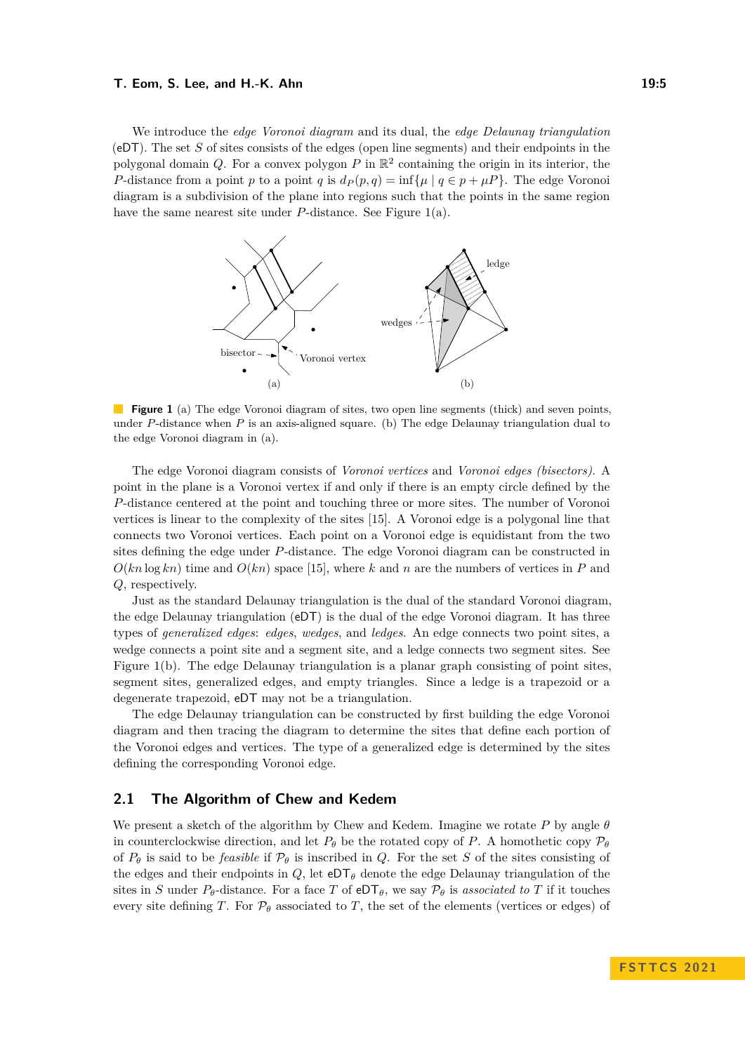We introduce the *edge Voronoi diagram* and its dual, the *edge Delaunay triangulation* (eDT). The set $S$ of sites consists of the edges (open line segments) and their endpoints in the polygonal domain $Q$. For a convex polygon $P$ in $\mathbb{R}^2$ containing the origin in its interior, the $P$-distance from a point $p$ to a point $q$ is $d_P(p,q) = \inf\{\mu \mid q \in p + \mu P\}$. The edge Voronoi diagram is a subdivision of the plane into regions such that the points in the same region have the same nearest site under $P$-distance. See Figure 1(a).

**Figure 1** (a) The edge Voronoi diagram of sites, two open line segments (thick) and seven points, under $P$-distance when $P$ is an axis-aligned square. (b) The edge Delaunay triangulation dual to the edge Voronoi diagram in (a).

The edge Voronoi diagram consists of *Voronoi vertices* and *Voronoi edges (bisectors)*. A point in the plane is a Voronoi vertex if and only if there is an empty circle defined by the $P$-distance centered at the point and touching three or more sites. The number of Voronoi vertices is linear to the complexity of the sites [15]. A Voronoi edge is a polygonal line that connects two Voronoi vertices. Each point on a Voronoi edge is equidistant from the two sites defining the edge under $P$-distance. The edge Voronoi diagram can be constructed in $O(kn \log kn)$ time and $O(kn)$ space [15], where $k$ and $n$ are the numbers of vertices in $P$ and $Q$, respectively.

Just as the standard Delaunay triangulation is the dual of the standard Voronoi diagram, the edge Delaunay triangulation (eDT) is the dual of the edge Voronoi diagram. It has three types of *generalized edges*: *edges*, *wedges*, and *ledges*. An edge connects two point sites, a wedge connects a point site and a segment site, and a ledge connects two segment sites. See Figure 1(b). The edge Delaunay triangulation is a planar graph consisting of point sites, segment sites, generalized edges, and empty triangles. Since a ledge is a trapezoid or a degenerate trapezoid, eDT may not be a triangulation.

The edge Delaunay triangulation can be constructed by first building the edge Voronoi diagram and then tracing the diagram to determine the sites that define each portion of the Voronoi edges and vertices. The type of a generalized edge is determined by the sites defining the corresponding Voronoi edge.

## 2.1 The Algorithm of Chew and Kedem

We present a sketch of the algorithm by Chew and Kedem. Imagine we rotate $P$ by angle $\theta$ in counterclockwise direction, and let $P_\theta$ be the rotated copy of $P$. A homothetic copy $\mathcal{P}_\theta$ of $P_\theta$ is said to be *feasible* if $\mathcal{P}_\theta$ is inscribed in $Q$. For the set $S$ of the sites consisting of the edges and their endpoints in $Q$, let $\mathsf{eDT}_\theta$ denote the edge Delaunay triangulation of the sites in $S$ under $P_\theta$-distance. For a face $T$ of $\mathsf{eDT}_\theta$, we say $\mathcal{P}_\theta$ is *associated to* $T$ if it touches every site defining $T$. For $\mathcal{P}_\theta$ associated to $T$, the set of the elements (vertices or edges) of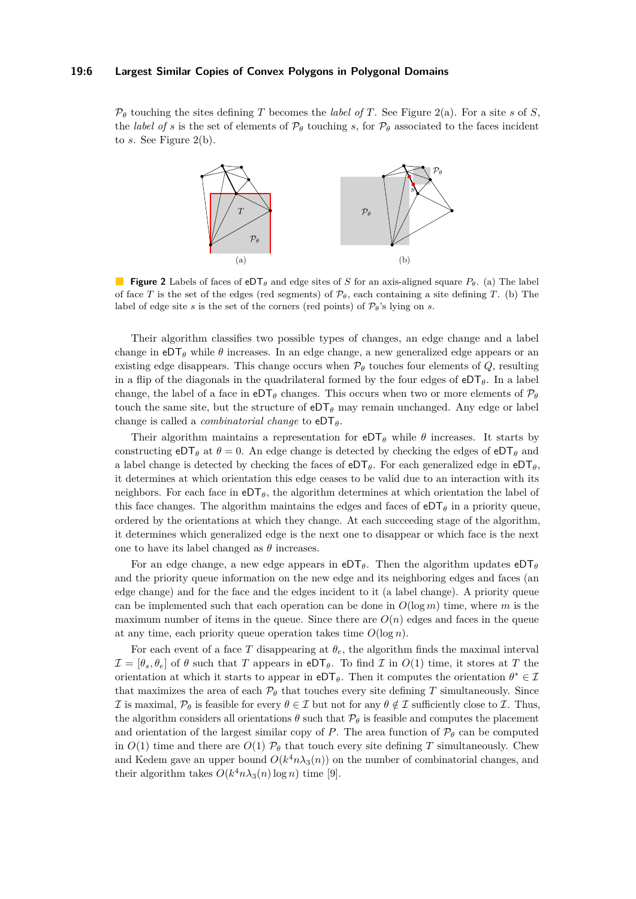$\mathcal{P}_\theta$ touching the sites defining $T$ becomes the *label of* $T$. See Figure 2(a). For a site $s$ of $S$, the *label of* $s$ is the set of elements of $\mathcal{P}_\theta$ touching $s$, for $\mathcal{P}_\theta$ associated to the faces incident to $s$. See Figure 2(b).

**Figure 2** Labels of faces of $\mathsf{eDT}_\theta$ and edge sites of $S$ for an axis-aligned square $P_\theta$. (a) The label of face $T$ is the set of the edges (red segments) of $\mathcal{P}_\theta$, each containing a site defining $T$. (b) The label of edge site $s$ is the set of the corners (red points) of $\mathcal{P}_\theta$'s lying on $s$.

Their algorithm classifies two possible types of changes, an edge change and a label change in $\mathsf{eDT}_\theta$ while $\theta$ increases. In an edge change, a new generalized edge appears or an existing edge disappears. This change occurs when $\mathcal{P}_\theta$ touches four elements of $Q$, resulting in a flip of the diagonals in the quadrilateral formed by the four edges of $\mathsf{eDT}_\theta$. In a label change, the label of a face in $\mathsf{eDT}_\theta$ changes. This occurs when two or more elements of $\mathcal{P}_\theta$ touch the same site, but the structure of $\mathsf{eDT}_\theta$ may remain unchanged. Any edge or label change is called a *combinatorial change* to $\mathsf{eDT}_\theta$.

Their algorithm maintains a representation for $\mathsf{eDT}_\theta$ while $\theta$ increases. It starts by constructing $\mathsf{eDT}_\theta$ at $\theta = 0$. An edge change is detected by checking the edges of $\mathsf{eDT}_\theta$ and a label change is detected by checking the faces of $\mathsf{eDT}_\theta$. For each generalized edge in $\mathsf{eDT}_\theta$, it determines at which orientation this edge ceases to be valid due to an interaction with its neighbors. For each face in $\mathsf{eDT}_\theta$, the algorithm determines at which orientation the label of this face changes. The algorithm maintains the edges and faces of $\mathsf{eDT}_\theta$ in a priority queue, ordered by the orientations at which they change. At each succeeding stage of the algorithm, it determines which generalized edge is the next one to disappear or which face is the next one to have its label changed as $\theta$ increases.

For an edge change, a new edge appears in $\mathsf{eDT}_\theta$. Then the algorithm updates $\mathsf{eDT}_\theta$ and the priority queue information on the new edge and its neighboring edges and faces (an edge change) and for the face and the edges incident to it (a label change). A priority queue can be implemented such that each operation can be done in $O(\log m)$ time, where $m$ is the maximum number of items in the queue. Since there are $O(n)$ edges and faces in the queue at any time, each priority queue operation takes time $O(\log n)$.

For each event of a face $T$ disappearing at $\theta_e$, the algorithm finds the maximal interval $\mathcal{I} = [\theta_s, \theta_e]$ of $\theta$ such that $T$ appears in $\mathsf{eDT}_\theta$. To find $\mathcal{I}$ in $O(1)$ time, it stores at $T$ the orientation at which it starts to appear in $\mathsf{eDT}_\theta$. Then it computes the orientation $\theta^* \in \mathcal{I}$ that maximizes the area of each $\mathcal{P}_\theta$ that touches every site defining $T$ simultaneously. Since $\mathcal{I}$ is maximal, $\mathcal{P}_\theta$ is feasible for every $\theta \in \mathcal{I}$ but not for any $\theta \notin \mathcal{I}$ sufficiently close to $\mathcal{I}$. Thus, the algorithm considers all orientations $\theta$ such that $\mathcal{P}_\theta$ is feasible and computes the placement and orientation of the largest similar copy of $P$. The area function of $\mathcal{P}_\theta$ can be computed in $O(1)$ time and there are $O(1)$ $\mathcal{P}_\theta$ that touch every site defining $T$ simultaneously. Chew and Kedem gave an upper bound $O(k^4 n\lambda_3(n))$ on the number of combinatorial changes, and their algorithm takes $O(k^4 n\lambda_3(n)\log n)$ time [9].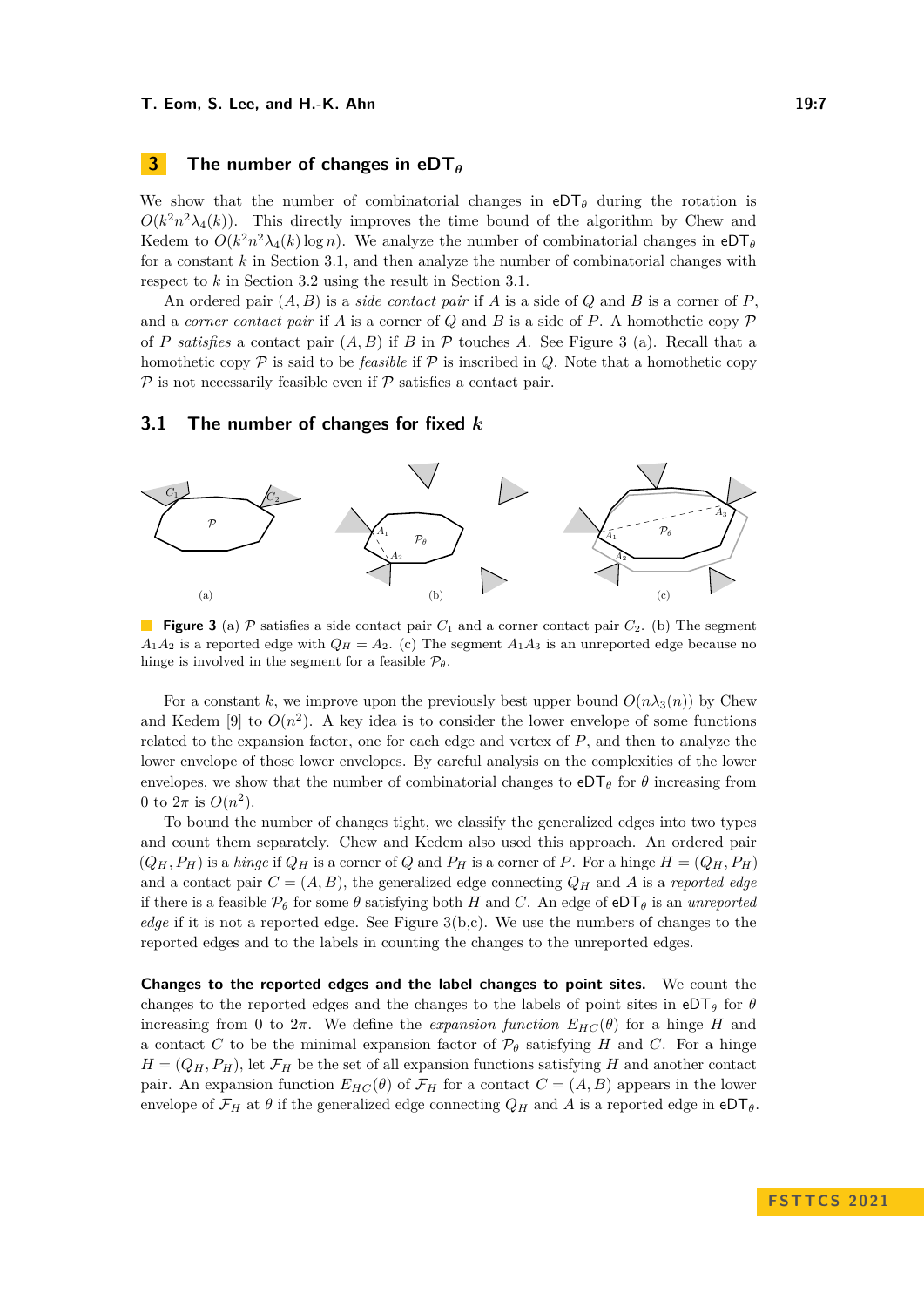## 3 The number of changes in $\mathsf{eDT}_\theta$

We show that the number of combinatorial changes in $\mathsf{eDT}_\theta$ during the rotation is $O(k^2n^2\lambda_4(k))$. This directly improves the time bound of the algorithm by Chew and Kedem to $O(k^2n^2\lambda_4(k)\log n)$. We analyze the number of combinatorial changes in $\mathsf{eDT}_\theta$ for a constant $k$ in Section 3.1, and then analyze the number of combinatorial changes with respect to $k$ in Section 3.2 using the result in Section 3.1.

An ordered pair $(A, B)$ is a *side contact pair* if $A$ is a side of $Q$ and $B$ is a corner of $P$, and a *corner contact pair* if $A$ is a corner of $Q$ and $B$ is a side of $P$. A homothetic copy $\mathcal{P}$ of $P$ *satisfies* a contact pair $(A, B)$ if $B$ in $\mathcal{P}$ touches $A$. See Figure 3 (a). Recall that a homothetic copy $\mathcal{P}$ is said to be *feasible* if $\mathcal{P}$ is inscribed in $Q$. Note that a homothetic copy $\mathcal{P}$ is not necessarily feasible even if $\mathcal{P}$ satisfies a contact pair.

### 3.1 The number of changes for fixed $k$

**Figure 3** (a) $\mathcal{P}$ satisfies a side contact pair $C_1$ and a corner contact pair $C_2$. (b) The segment $A_1A_2$ is a reported edge with $Q_H = A_2$. (c) The segment $A_1A_3$ is an unreported edge because no hinge is involved in the segment for a feasible $\mathcal{P}_\theta$.

For a constant $k$, we improve upon the previously best upper bound $O(n\lambda_3(n))$ by Chew and Kedem [9] to $O(n^2)$. A key idea is to consider the lower envelope of some functions related to the expansion factor, one for each edge and vertex of $P$, and then to analyze the lower envelope of those lower envelopes. By careful analysis on the complexities of the lower envelopes, we show that the number of combinatorial changes to $\mathsf{eDT}_\theta$ for $\theta$ increasing from $0$ to $2\pi$ is $O(n^2)$.

To bound the number of changes tight, we classify the generalized edges into two types and count them separately. Chew and Kedem also used this approach. An ordered pair $(Q_H, P_H)$ is a *hinge* if $Q_H$ is a corner of $Q$ and $P_H$ is a corner of $P$. For a hinge $H = (Q_H, P_H)$ and a contact pair $C = (A, B)$, the generalized edge connecting $Q_H$ and $A$ is a *reported edge* if there is a feasible $\mathcal{P}_\theta$ for some $\theta$ satisfying both $H$ and $C$. An edge of $\mathsf{eDT}_\theta$ is an *unreported edge* if it is not a reported edge. See Figure 3(b,c). We use the numbers of changes to the reported edges and to the labels in counting the changes to the unreported edges.

**Changes to the reported edges and the label changes to point sites.** We count the changes to the reported edges and the changes to the labels of point sites in $\mathsf{eDT}_\theta$ for $\theta$ increasing from $0$ to $2\pi$. We define the *expansion function* $E_{HC}(\theta)$ for a hinge $H$ and a contact $C$ to be the minimal expansion factor of $\mathcal{P}_\theta$ satisfying $H$ and $C$. For a hinge $H = (Q_H, P_H)$, let $\mathcal{F}_H$ be the set of all expansion functions satisfying $H$ and another contact pair. An expansion function $E_{HC}(\theta)$ of $\mathcal{F}_H$ for a contact $C = (A, B)$ appears in the lower envelope of $\mathcal{F}_H$ at $\theta$ if the generalized edge connecting $Q_H$ and $A$ is a reported edge in $\mathsf{eDT}_\theta$.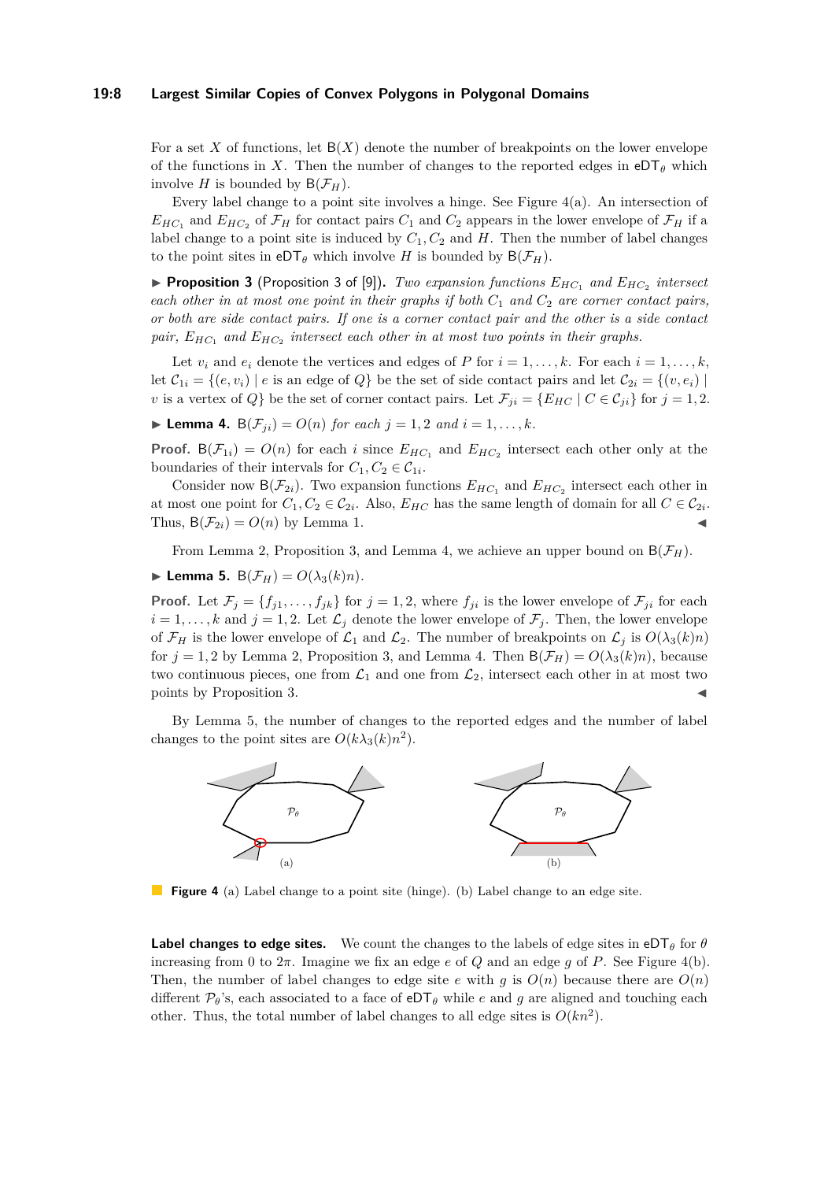For a set $X$ of functions, let $\mathsf{B}(X)$ denote the number of breakpoints on the lower envelope of the functions in $X$. Then the number of changes to the reported edges in $\mathsf{eDT}_\theta$ which involve $H$ is bounded by $\mathsf{B}(\mathcal{F}_H)$.

Every label change to a point site involves a hinge. See Figure 4(a). An intersection of $E_{HC_1}$ and $E_{HC_2}$ of $\mathcal{F}_H$ for contact pairs $C_1$ and $C_2$ appears in the lower envelope of $\mathcal{F}_H$ if a label change to a point site is induced by $C_1, C_2$ and $H$. Then the number of label changes to the point sites in $\mathsf{eDT}_\theta$ which involve $H$ is bounded by $\mathsf{B}(\mathcal{F}_H)$.

▶ **Proposition 3** (Proposition 3 of [9]). *Two expansion functions $E_{HC_1}$ and $E_{HC_2}$ intersect each other in at most one point in their graphs if both $C_1$ and $C_2$ are corner contact pairs, or both are side contact pairs. If one is a corner contact pair and the other is a side contact pair, $E_{HC_1}$ and $E_{HC_2}$ intersect each other in at most two points in their graphs.*

Let $v_i$ and $e_i$ denote the vertices and edges of $P$ for $i = 1, \dots, k$. For each $i = 1, \dots, k$, let $\mathcal{C}_{1i} = \{(e, v_i) \mid e \text{ is an edge of } Q\}$ be the set of side contact pairs and let $\mathcal{C}_{2i} = \{(v, e_i) \mid v \text{ is a vertex of } Q\}$ be the set of corner contact pairs. Let $\mathcal{F}_{ji} = \{E_{HC} \mid C \in \mathcal{C}_{ji}\}$ for $j = 1, 2$.

▶ **Lemma 4.** $\mathsf{B}(\mathcal{F}_{ji}) = O(n)$ *for each $j = 1, 2$ and $i = 1, \dots, k$.*

**Proof.** $\mathsf{B}(\mathcal{F}_{1i}) = O(n)$ for each $i$ since $E_{HC_1}$ and $E_{HC_2}$ intersect each other only at the boundaries of their intervals for $C_1, C_2 \in \mathcal{C}_{1i}$.

Consider now $\mathsf{B}(\mathcal{F}_{2i})$. Two expansion functions $E_{HC_1}$ and $E_{HC_2}$ intersect each other in at most one point for $C_1, C_2 \in \mathcal{C}_{2i}$. Also, $E_{HC}$ has the same length of domain for all $C \in \mathcal{C}_{2i}$. Thus, $\mathsf{B}(\mathcal{F}_{2i}) = O(n)$ by Lemma 1. ◀

From Lemma 2, Proposition 3, and Lemma 4, we achieve an upper bound on $\mathsf{B}(\mathcal{F}_H)$.

▶ **Lemma 5.** $\mathsf{B}(\mathcal{F}_H) = O(\lambda_3(k)n)$.

**Proof.** Let $\mathcal{F}_j = \{f_{j1}, \dots, f_{jk}\}$ for $j = 1, 2$, where $f_{ji}$ is the lower envelope of $\mathcal{F}_{ji}$ for each $i = 1, \dots, k$ and $j = 1, 2$. Let $\mathcal{L}_j$ denote the lower envelope of $\mathcal{F}_j$. Then, the lower envelope of $\mathcal{F}_H$ is the lower envelope of $\mathcal{L}_1$ and $\mathcal{L}_2$. The number of breakpoints on $\mathcal{L}_j$ is $O(\lambda_3(k)n)$ for $j = 1, 2$ by Lemma 2, Proposition 3, and Lemma 4. Then $\mathsf{B}(\mathcal{F}_H) = O(\lambda_3(k)n)$, because two continuous pieces, one from $\mathcal{L}_1$ and one from $\mathcal{L}_2$, intersect each other in at most two points by Proposition 3. ◀

By Lemma 5, the number of changes to the reported edges and the number of label changes to the point sites are $O(k\lambda_3(k)n^2)$.

**Figure 4** (a) Label change to a point site (hinge). (b) Label change to an edge site.

**Label changes to edge sites.** We count the changes to the labels of edge sites in $\mathsf{eDT}_\theta$ for $\theta$ increasing from 0 to $2\pi$. Imagine we fix an edge $e$ of $Q$ and an edge $g$ of $P$. See Figure 4(b). Then, the number of label changes to edge site $e$ with $g$ is $O(n)$ because there are $O(n)$ different $\mathcal{P}_\theta$'s, each associated to a face of $\mathsf{eDT}_\theta$ while $e$ and $g$ are aligned and touching each other. Thus, the total number of label changes to all edge sites is $O(kn^2)$.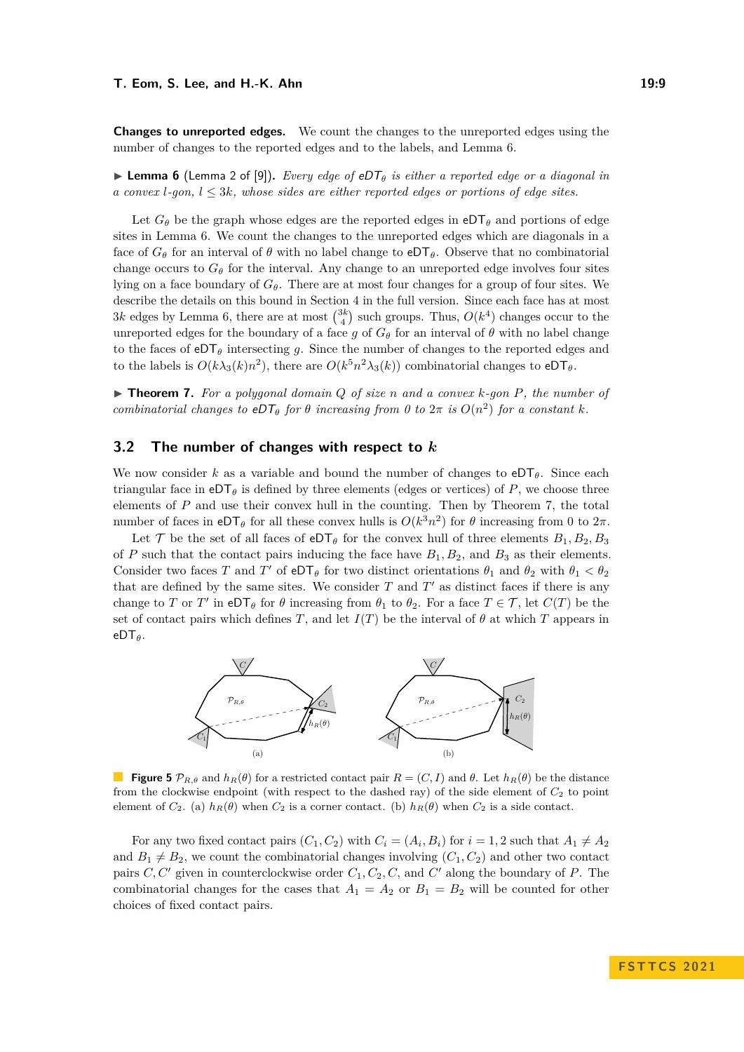**Changes to unreported edges.** We count the changes to the unreported edges using the number of changes to the reported edges and to the labels, and Lemma 6.

▶ **Lemma 6** (Lemma 2 of [9]). *Every edge of* $\mathsf{eDT}_\theta$ *is either a reported edge or a diagonal in a convex* $l$*-gon,* $l \le 3k$*, whose sides are either reported edges or portions of edge sites.*

Let $G_\theta$ be the graph whose edges are the reported edges in $\mathsf{eDT}_\theta$ and portions of edge sites in Lemma 6. We count the changes to the unreported edges which are diagonals in a face of $G_\theta$ for an interval of $\theta$ with no label change to $\mathsf{eDT}_\theta$. Observe that no combinatorial change occurs to $G_\theta$ for the interval. Any change to an unreported edge involves four sites lying on a face boundary of $G_\theta$. There are at most four changes for a group of four sites. We describe the details on this bound in Section 4 in the full version. Since each face has at most $3k$ edges by Lemma 6, there are at most $\binom{3k}{4}$ such groups. Thus, $O(k^4)$ changes occur to the unreported edges for the boundary of a face $g$ of $G_\theta$ for an interval of $\theta$ with no label change to the faces of $\mathsf{eDT}_\theta$ intersecting $g$. Since the number of changes to the reported edges and to the labels is $O(k\lambda_3(k)n^2)$, there are $O(k^5n^2\lambda_3(k))$ combinatorial changes to $\mathsf{eDT}_\theta$.

▶ **Theorem 7.** *For a polygonal domain* $Q$ *of size* $n$ *and a convex* $k$*-gon* $P$*, the number of combinatorial changes to* $\mathsf{eDT}_\theta$ *for* $\theta$ *increasing from 0 to* $2\pi$ *is* $O(n^2)$ *for a constant* $k$*.*

## 3.2 The number of changes with respect to $k$

We now consider $k$ as a variable and bound the number of changes to $\mathsf{eDT}_\theta$. Since each triangular face in $\mathsf{eDT}_\theta$ is defined by three elements (edges or vertices) of $P$, we choose three elements of $P$ and use their convex hull in the counting. Then by Theorem 7, the total number of faces in $\mathsf{eDT}_\theta$ for all these convex hulls is $O(k^3n^2)$ for $\theta$ increasing from 0 to $2\pi$.

Let $\mathcal{T}$ be the set of all faces of $\mathsf{eDT}_\theta$ for the convex hull of three elements $B_1, B_2, B_3$ of $P$ such that the contact pairs inducing the face have $B_1, B_2$, and $B_3$ as their elements. Consider two faces $T$ and $T'$ of $\mathsf{eDT}_\theta$ for two distinct orientations $\theta_1$ and $\theta_2$ with $\theta_1 < \theta_2$ that are defined by the same sites. We consider $T$ and $T'$ as distinct faces if there is any change to $T$ or $T'$ in $\mathsf{eDT}_\theta$ for $\theta$ increasing from $\theta_1$ to $\theta_2$. For a face $T \in \mathcal{T}$, let $C(T)$ be the set of contact pairs which defines $T$, and let $I(T)$ be the interval of $\theta$ at which $T$ appears in $\mathsf{eDT}_\theta$.

**Figure 5** $\mathcal{P}_{R,\theta}$ and $h_R(\theta)$ for a restricted contact pair $R = (C, I)$ and $\theta$. Let $h_R(\theta)$ be the distance from the clockwise endpoint (with respect to the dashed ray) of the side element of $C_2$ to point element of $C_2$. (a) $h_R(\theta)$ when $C_2$ is a corner contact. (b) $h_R(\theta)$ when $C_2$ is a side contact.

For any two fixed contact pairs $(C_1, C_2)$ with $C_i = (A_i, B_i)$ for $i = 1, 2$ such that $A_1 \neq A_2$ and $B_1 \neq B_2$, we count the combinatorial changes involving $(C_1, C_2)$ and other two contact pairs $C, C'$ given in counterclockwise order $C_1, C_2, C$, and $C'$ along the boundary of $P$. The combinatorial changes for the cases that $A_1 = A_2$ or $B_1 = B_2$ will be counted for other choices of fixed contact pairs.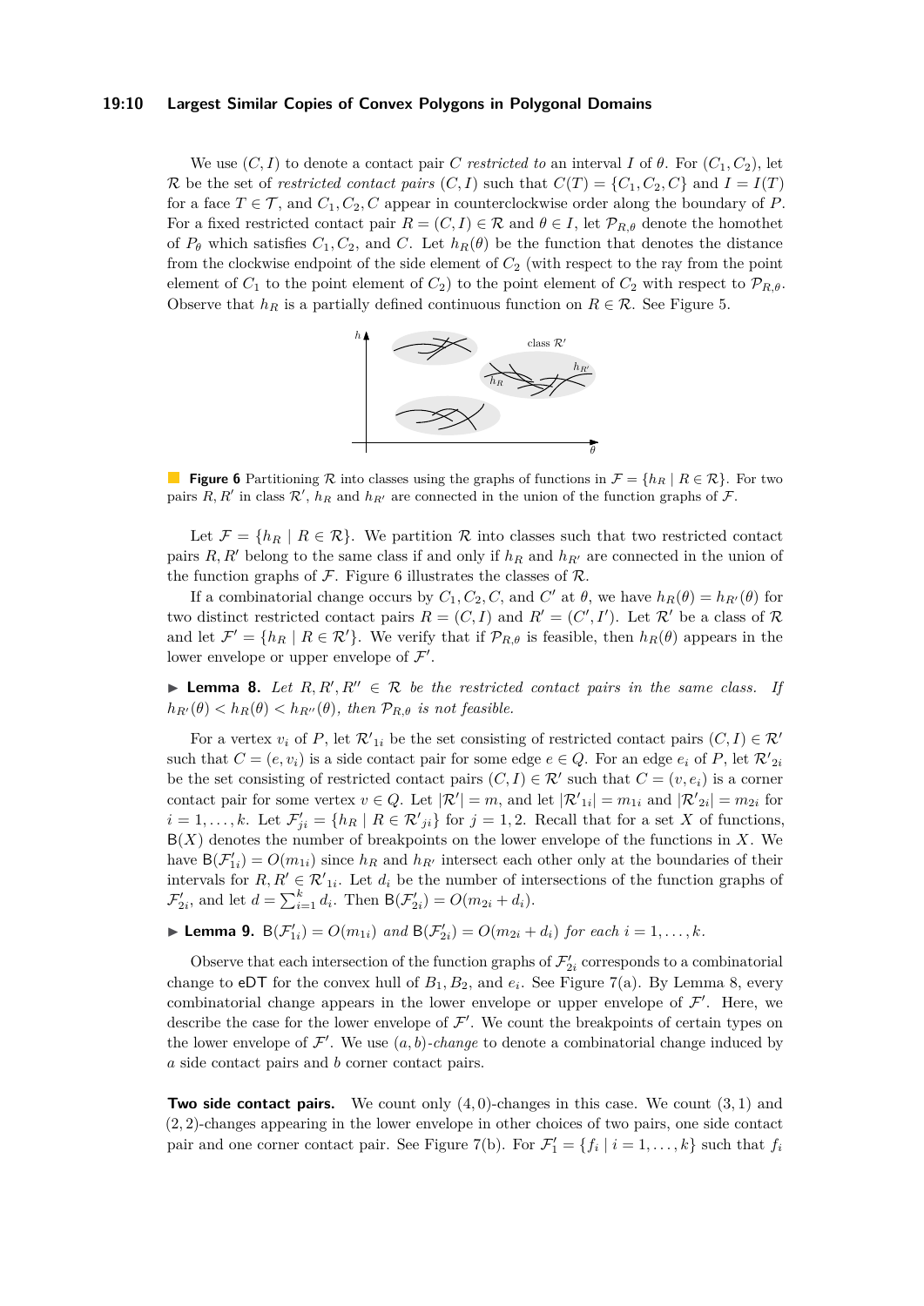We use $(C, I)$ to denote a contact pair $C$ *restricted to* an interval $I$ of $\theta$. For $(C_1, C_2)$, let $\mathcal{R}$ be the set of *restricted contact pairs* $(C, I)$ such that $C(T) = \{C_1, C_2, C\}$ and $I = I(T)$ for a face $T \in \mathcal{T}$, and $C_1, C_2, C$ appear in counterclockwise order along the boundary of $P$. For a fixed restricted contact pair $R = (C, I) \in \mathcal{R}$ and $\theta \in I$, let $\mathcal{P}_{R,\theta}$ denote the homothet of $P_\theta$ which satisfies $C_1, C_2$, and $C$. Let $h_R(\theta)$ be the function that denotes the distance from the clockwise endpoint of the side element of $C_2$ (with respect to the ray from the point element of $C_1$ to the point element of $C_2$) to the point element of $C_2$ with respect to $\mathcal{P}_{R,\theta}$. Observe that $h_R$ is a partially defined continuous function on $R \in \mathcal{R}$. See Figure 5.

**Figure 6** Partitioning $\mathcal{R}$ into classes using the graphs of functions in $\mathcal{F} = \{h_R \mid R \in \mathcal{R}\}$. For two pairs $R, R'$ in class $\mathcal{R}'$, $h_R$ and $h_{R'}$ are connected in the union of the function graphs of $\mathcal{F}$.

Let $\mathcal{F} = \{h_R \mid R \in \mathcal{R}\}$. We partition $\mathcal{R}$ into classes such that two restricted contact pairs $R, R'$ belong to the same class if and only if $h_R$ and $h_{R'}$ are connected in the union of the function graphs of $\mathcal{F}$. Figure 6 illustrates the classes of $\mathcal{R}$.

If a combinatorial change occurs by $C_1, C_2, C$, and $C'$ at $\theta$, we have $h_R(\theta) = h_{R'}(\theta)$ for two distinct restricted contact pairs $R = (C, I)$ and $R' = (C', I')$. Let $\mathcal{R}'$ be a class of $\mathcal{R}$ and let $\mathcal{F}' = \{h_R \mid R \in \mathcal{R}'\}$. We verify that if $\mathcal{P}_{R,\theta}$ is feasible, then $h_R(\theta)$ appears in the lower envelope or upper envelope of $\mathcal{F}'$.

▶ **Lemma 8.** *Let $R, R', R'' \in \mathcal{R}$ be the restricted contact pairs in the same class. If $h_{R'}(\theta) < h_R(\theta) < h_{R''}(\theta)$, then $\mathcal{P}_{R,\theta}$ is not feasible.*

For a vertex $v_i$ of $P$, let ${\mathcal{R}'}_{1i}$ be the set consisting of restricted contact pairs $(C, I) \in \mathcal{R}'$ such that $C = (e, v_i)$ is a side contact pair for some edge $e \in Q$. For an edge $e_i$ of $P$, let ${\mathcal{R}'}_{2i}$ be the set consisting of restricted contact pairs $(C, I) \in \mathcal{R}'$ such that $C = (v, e_i)$ is a corner contact pair for some vertex $v \in Q$. Let $|\mathcal{R}'| = m$, and let $|{\mathcal{R}'}_{1i}| = m_{1i}$ and $|{\mathcal{R}'}_{2i}| = m_{2i}$ for $i = 1, \dots, k$. Let $\mathcal{F}'_{ji} = \{h_R \mid R \in {\mathcal{R}'}_{ji}\}$ for $j = 1, 2$. Recall that for a set $X$ of functions, $\mathsf{B}(X)$ denotes the number of breakpoints on the lower envelope of the functions in $X$. We have $\mathsf{B}(\mathcal{F}'_{1i}) = O(m_{1i})$ since $h_R$ and $h_{R'}$ intersect each other only at the boundaries of their intervals for $R, R' \in {\mathcal{R}'}_{1i}$. Let $d_i$ be the number of intersections of the function graphs of $\mathcal{F}'_{2i}$, and let $d = \sum_{i=1}^{k} d_i$. Then $\mathsf{B}(\mathcal{F}'_{2i}) = O(m_{2i} + d_i)$.

▶ **Lemma 9.** $\mathsf{B}(\mathcal{F}'_{1i}) = O(m_{1i})$ *and* $\mathsf{B}(\mathcal{F}'_{2i}) = O(m_{2i} + d_i)$ *for each* $i = 1, \dots, k$.

Observe that each intersection of the function graphs of $\mathcal{F}'_{2i}$ corresponds to a combinatorial change to $\mathsf{eDT}$ for the convex hull of $B_1, B_2$, and $e_i$. See Figure 7(a). By Lemma 8, every combinatorial change appears in the lower envelope or upper envelope of $\mathcal{F}'$. Here, we describe the case for the lower envelope of $\mathcal{F}'$. We count the breakpoints of certain types on the lower envelope of $\mathcal{F}'$. We use $(a, b)$*-change* to denote a combinatorial change induced by $a$ side contact pairs and $b$ corner contact pairs.

**Two side contact pairs.** We count only $(4, 0)$-changes in this case. We count $(3, 1)$ and $(2, 2)$-changes appearing in the lower envelope in other choices of two pairs, one side contact pair and one corner contact pair. See Figure 7(b). For $\mathcal{F}'_1 = \{f_i \mid i = 1, \dots, k\}$ such that $f_i$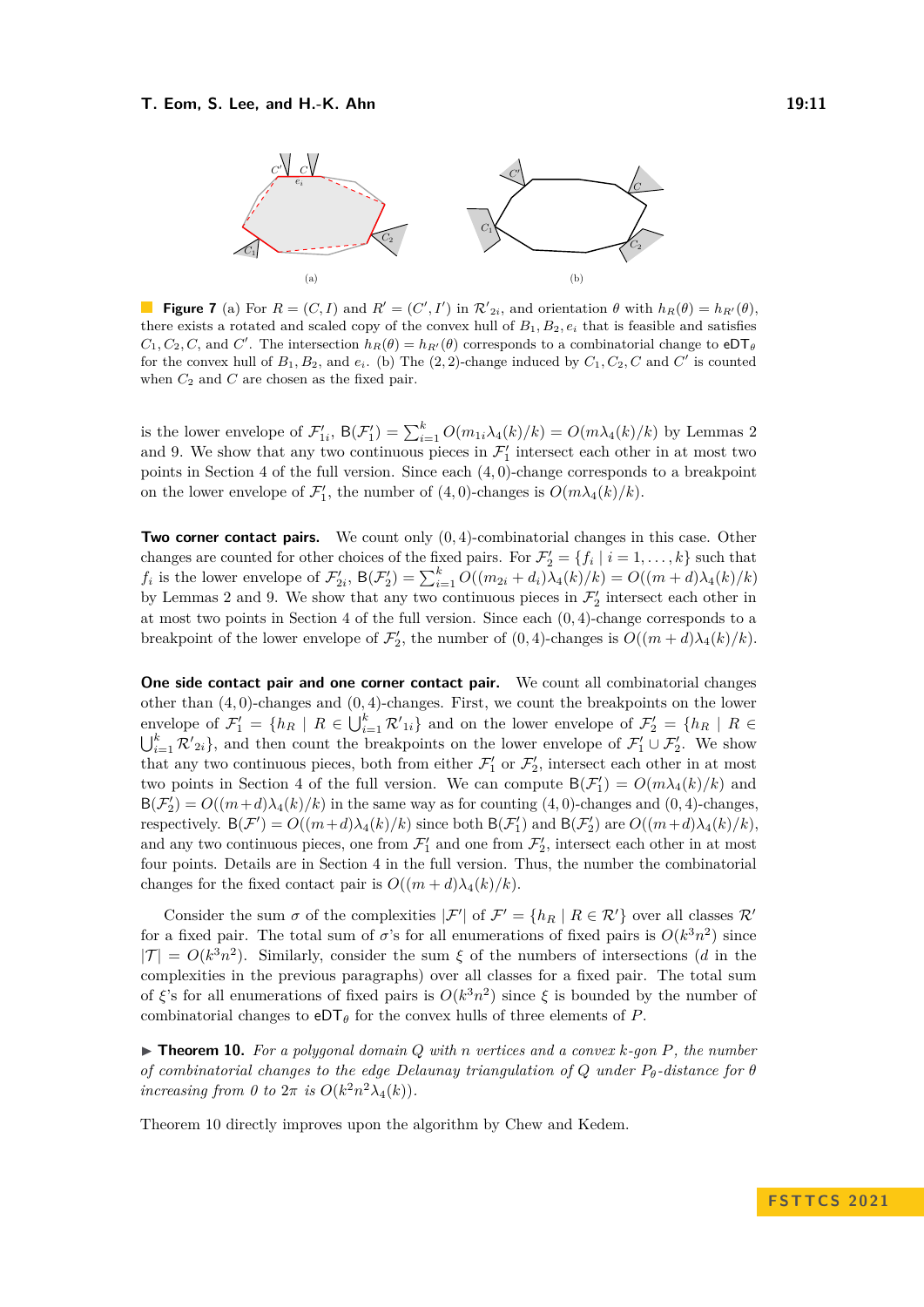**Figure 7** (a) For $R = (C, I)$ and $R' = (C', I')$ in $\mathcal{R}'_{2i}$, and orientation $\theta$ with $h_R(\theta) = h_{R'}(\theta)$, there exists a rotated and scaled copy of the convex hull of $B_1, B_2, e_i$ that is feasible and satisfies $C_1, C_2, C$, and $C'$. The intersection $h_R(\theta) = h_{R'}(\theta)$ corresponds to a combinatorial change to $\mathsf{eDT}_\theta$ for the convex hull of $B_1, B_2$, and $e_i$. (b) The $(2, 2)$-change induced by $C_1, C_2, C$ and $C'$ is counted when $C_2$ and $C$ are chosen as the fixed pair.

is the lower envelope of $\mathcal{F}'_{1i}$, $\mathsf{B}(\mathcal{F}'_1) = \sum_{i=1}^{k} O(m_{1i}\lambda_4(k)/k) = O(m\lambda_4(k)/k)$ by Lemmas 2 and 9. We show that any two continuous pieces in $\mathcal{F}'_1$ intersect each other in at most two points in Section 4 of the full version. Since each $(4, 0)$-change corresponds to a breakpoint on the lower envelope of $\mathcal{F}'_1$, the number of $(4, 0)$-changes is $O(m\lambda_4(k)/k)$.

**Two corner contact pairs.** We count only $(0, 4)$-combinatorial changes in this case. Other changes are counted for other choices of the fixed pairs. For $\mathcal{F}'_2 = \{f_i \mid i = 1, \dots, k\}$ such that $f_i$ is the lower envelope of $\mathcal{F}'_{2i}$, $\mathsf{B}(\mathcal{F}'_2) = \sum_{i=1}^{k} O((m_{2i} + d_i)\lambda_4(k)/k) = O((m + d)\lambda_4(k)/k)$ by Lemmas 2 and 9. We show that any two continuous pieces in $\mathcal{F}'_2$ intersect each other in at most two points in Section 4 of the full version. Since each $(0, 4)$-change corresponds to a breakpoint of the lower envelope of $\mathcal{F}'_2$, the number of $(0, 4)$-changes is $O((m + d)\lambda_4(k)/k)$.

**One side contact pair and one corner contact pair.** We count all combinatorial changes other than $(4, 0)$-changes and $(0, 4)$-changes. First, we count the breakpoints on the lower envelope of $\mathcal{F}'_1 = \{h_R \mid R \in \bigcup_{i=1}^{k} \mathcal{R}'_{1i}\}$ and on the lower envelope of $\mathcal{F}'_2 = \{h_R \mid R \in \bigcup_{i=1}^{k} \mathcal{R}'_{2i}\}$, and then count the breakpoints on the lower envelope of $\mathcal{F}'_1 \cup \mathcal{F}'_2$. We show that any two continuous pieces, both from either $\mathcal{F}'_1$ or $\mathcal{F}'_2$, intersect each other in at most two points in Section 4 of the full version. We can compute $\mathsf{B}(\mathcal{F}'_1) = O(m\lambda_4(k)/k)$ and $\mathsf{B}(\mathcal{F}'_2) = O((m+d)\lambda_4(k)/k)$ in the same way as for counting $(4, 0)$-changes and $(0, 4)$-changes, respectively. $\mathsf{B}(\mathcal{F}') = O((m+d)\lambda_4(k)/k)$ since both $\mathsf{B}(\mathcal{F}'_1)$ and $\mathsf{B}(\mathcal{F}'_2)$ are $O((m+d)\lambda_4(k)/k)$, and any two continuous pieces, one from $\mathcal{F}'_1$ and one from $\mathcal{F}'_2$, intersect each other in at most four points. Details are in Section 4 in the full version. Thus, the number the combinatorial changes for the fixed contact pair is $O((m + d)\lambda_4(k)/k)$.

Consider the sum $\sigma$ of the complexities $|\mathcal{F}'|$ of $\mathcal{F}' = \{h_R \mid R \in \mathcal{R}'\}$ over all classes $\mathcal{R}'$ for a fixed pair. The total sum of $\sigma$'s for all enumerations of fixed pairs is $O(k^3n^2)$ since $|\mathcal{T}| = O(k^3n^2)$. Similarly, consider the sum $\xi$ of the numbers of intersections ($d$ in the complexities in the previous paragraphs) over all classes for a fixed pair. The total sum of $\xi$'s for all enumerations of fixed pairs is $O(k^3n^2)$ since $\xi$ is bounded by the number of combinatorial changes to $\mathsf{eDT}_\theta$ for the convex hulls of three elements of $P$.

▶ **Theorem 10.** *For a polygonal domain $Q$ with $n$ vertices and a convex $k$-gon $P$, the number of combinatorial changes to the edge Delaunay triangulation of $Q$ under $P_\theta$-distance for $\theta$ increasing from 0 to $2\pi$ is $O(k^2n^2\lambda_4(k))$.*

Theorem 10 directly improves upon the algorithm by Chew and Kedem.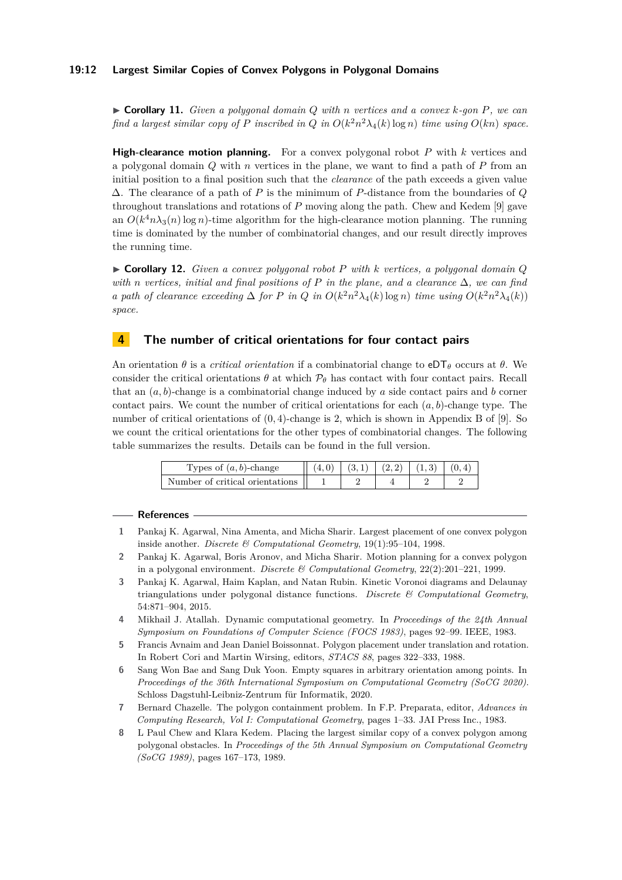▶ **Corollary 11.** *Given a polygonal domain $Q$ with $n$ vertices and a convex $k$-gon $P$, we can find a largest similar copy of $P$ inscribed in $Q$ in $O(k^2n^2\lambda_4(k)\log n)$ time using $O(kn)$ space.*

**High-clearance motion planning.** For a convex polygonal robot $P$ with $k$ vertices and a polygonal domain $Q$ with $n$ vertices in the plane, we want to find a path of $P$ from an initial position to a final position such that the *clearance* of the path exceeds a given value $\Delta$. The clearance of a path of $P$ is the minimum of $P$-distance from the boundaries of $Q$ throughout translations and rotations of $P$ moving along the path. Chew and Kedem [9] gave an $O(k^4n\lambda_3(n)\log n)$-time algorithm for the high-clearance motion planning. The running time is dominated by the number of combinatorial changes, and our result directly improves the running time.

▶ **Corollary 12.** *Given a convex polygonal robot $P$ with $k$ vertices, a polygonal domain $Q$ with $n$ vertices, initial and final positions of $P$ in the plane, and a clearance $\Delta$, we can find a path of clearance exceeding $\Delta$ for $P$ in $Q$ in $O(k^2n^2\lambda_4(k)\log n)$ time using $O(k^2n^2\lambda_4(k))$ space.*

## 4 The number of critical orientations for four contact pairs

An orientation $\theta$ is a *critical orientation* if a combinatorial change to $\mathsf{eDT}_\theta$ occurs at $\theta$. We consider the critical orientations $\theta$ at which $\mathcal{P}_\theta$ has contact with four contact pairs. Recall that an $(a, b)$-change is a combinatorial change induced by $a$ side contact pairs and $b$ corner contact pairs. We count the number of critical orientations for each $(a, b)$-change type. The number of critical orientations of $(0, 4)$-change is 2, which is shown in Appendix B of [9]. So we count the critical orientations for the other types of combinatorial changes. The following table summarizes the results. Details can be found in the full version.

| Types of $(a, b)$-change | $(4, 0)$ | $(3, 1)$ | $(2, 2)$ | $(1, 3)$ | $(0, 4)$ |
|---|---|---|---|---|---|
| Number of critical orientations | 1 | 2 | 4 | 2 | 2 |

## References

1. Pankaj K. Agarwal, Nina Amenta, and Micha Sharir. Largest placement of one convex polygon inside another. *Discrete & Computational Geometry*, 19(1):95–104, 1998.
2. Pankaj K. Agarwal, Boris Aronov, and Micha Sharir. Motion planning for a convex polygon in a polygonal environment. *Discrete & Computational Geometry*, 22(2):201–221, 1999.
3. Pankaj K. Agarwal, Haim Kaplan, and Natan Rubin. Kinetic Voronoi diagrams and Delaunay triangulations under polygonal distance functions. *Discrete & Computational Geometry*, 54:871–904, 2015.
4. Mikhail J. Atallah. Dynamic computational geometry. In *Proceedings of the 24th Annual Symposium on Foundations of Computer Science (FOCS 1983)*, pages 92–99. IEEE, 1983.
5. Francis Avnaim and Jean Daniel Boissonnat. Polygon placement under translation and rotation. In Robert Cori and Martin Wirsing, editors, *STACS 88*, pages 322–333, 1988.
6. Sang Won Bae and Sang Duk Yoon. Empty squares in arbitrary orientation among points. In *Proceedings of the 36th International Symposium on Computational Geometry (SoCG 2020)*. Schloss Dagstuhl-Leibniz-Zentrum für Informatik, 2020.
7. Bernard Chazelle. The polygon containment problem. In F.P. Preparata, editor, *Advances in Computing Research, Vol I: Computational Geometry*, pages 1–33. JAI Press Inc., 1983.
8. L Paul Chew and Klara Kedem. Placing the largest similar copy of a convex polygon among polygonal obstacles. In *Proceedings of the 5th Annual Symposium on Computational Geometry (SoCG 1989)*, pages 167–173, 1989.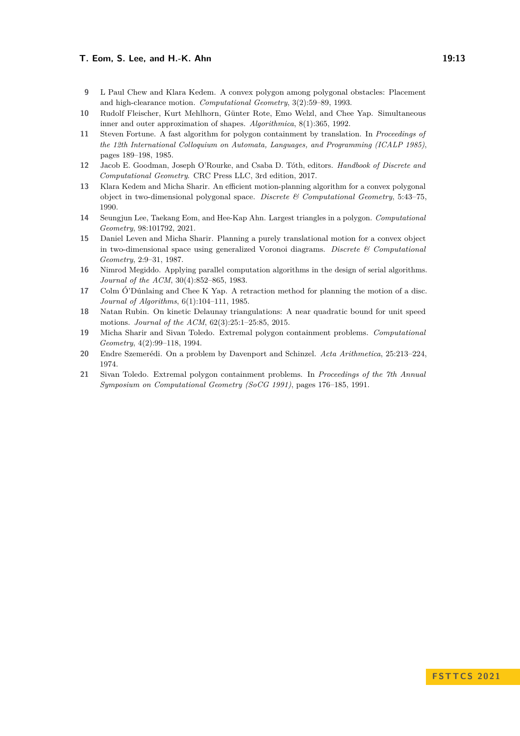9. L Paul Chew and Klara Kedem. A convex polygon among polygonal obstacles: Placement and high-clearance motion. *Computational Geometry*, 3(2):59–89, 1993.
10. Rudolf Fleischer, Kurt Mehlhorn, Günter Rote, Emo Welzl, and Chee Yap. Simultaneous inner and outer approximation of shapes. *Algorithmica*, 8(1):365, 1992.
11. Steven Fortune. A fast algorithm for polygon containment by translation. In *Proceedings of the 12th International Colloquium on Automata, Languages, and Programming (ICALP 1985)*, pages 189–198, 1985.
12. Jacob E. Goodman, Joseph O'Rourke, and Csaba D. Tóth, editors. *Handbook of Discrete and Computational Geometry*. CRC Press LLC, 3rd edition, 2017.
13. Klara Kedem and Micha Sharir. An efficient motion-planning algorithm for a convex polygonal object in two-dimensional polygonal space. *Discrete & Computational Geometry*, 5:43–75, 1990.
14. Seungjun Lee, Taekang Eom, and Hee-Kap Ahn. Largest triangles in a polygon. *Computational Geometry*, 98:101792, 2021.
15. Daniel Leven and Micha Sharir. Planning a purely translational motion for a convex object in two-dimensional space using generalized Voronoi diagrams. *Discrete & Computational Geometry*, 2:9–31, 1987.
16. Nimrod Megiddo. Applying parallel computation algorithms in the design of serial algorithms. *Journal of the ACM*, 30(4):852–865, 1983.
17. Colm Ó'Dúnlaing and Chee K Yap. A retraction method for planning the motion of a disc. *Journal of Algorithms*, 6(1):104–111, 1985.
18. Natan Rubin. On kinetic Delaunay triangulations: A near quadratic bound for unit speed motions. *Journal of the ACM*, 62(3):25:1–25:85, 2015.
19. Micha Sharir and Sivan Toledo. Extremal polygon containment problems. *Computational Geometry*, 4(2):99–118, 1994.
20. Endre Szemerédi. On a problem by Davenport and Schinzel. *Acta Arithmetica*, 25:213–224, 1974.
21. Sivan Toledo. Extremal polygon containment problems. In *Proceedings of the 7th Annual Symposium on Computational Geometry (SoCG 1991)*, pages 176–185, 1991.